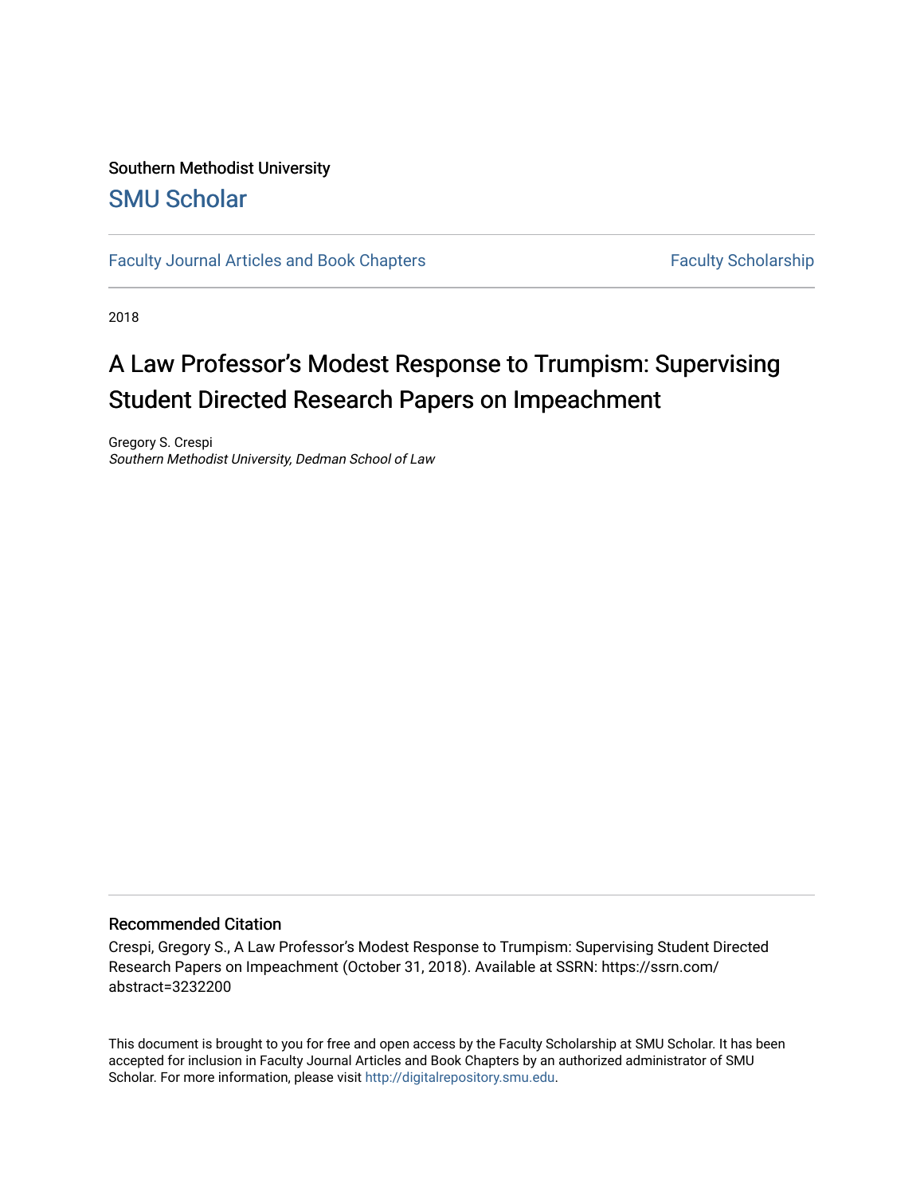Southern Methodist University

SMU Scholar

Faculty Journal Articles and Book Chapters

Faculty Scholarship

2018

# A Law Professor's Modest Response to Trumpism: Supervising Student Directed Research Papers on Impeachment

Gregory S. Crespi

*Southern Methodist University, Dedman School of Law*

## Recommended Citation

Crespi, Gregory S., A Law Professor's Modest Response to Trumpism: Supervising Student Directed Research Papers on Impeachment (October 31, 2018). Available at SSRN: https://ssrn.com/abstract=3232200

This document is brought to you for free and open access by the Faculty Scholarship at SMU Scholar. It has been accepted for inclusion in Faculty Journal Articles and Book Chapters by an authorized administrator of SMU Scholar. For more information, please visit http://digitalrepository.smu.edu.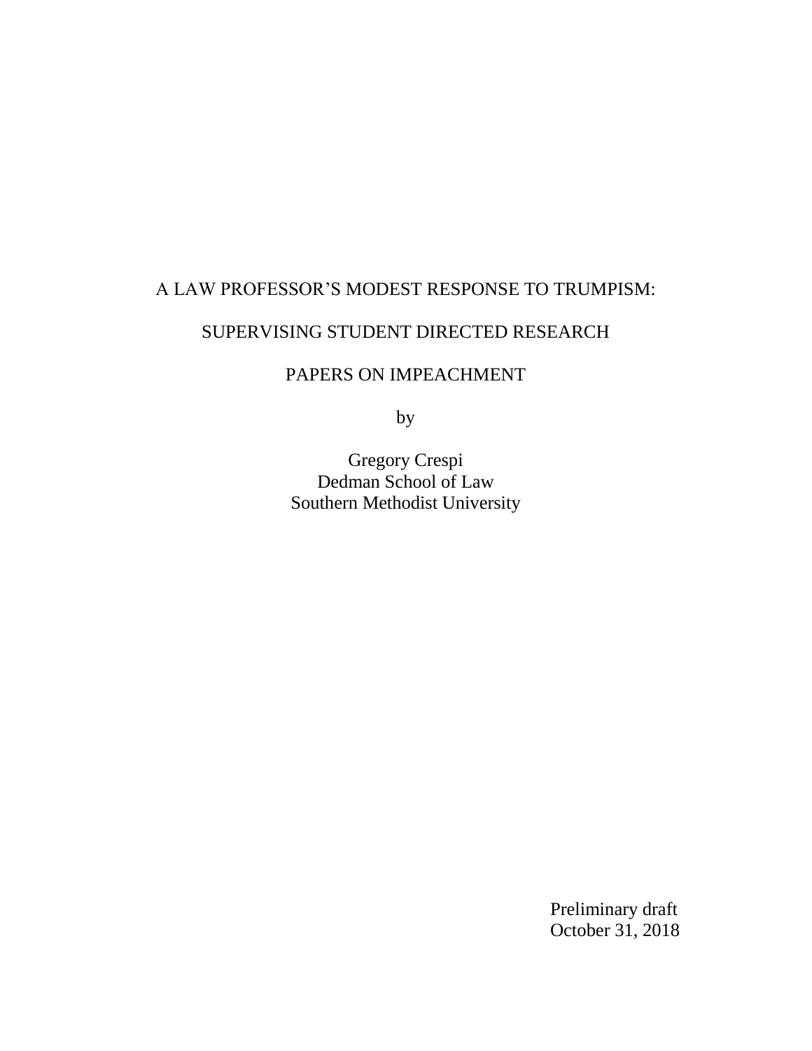# A LAW PROFESSOR'S MODEST RESPONSE TO TRUMPISM:

# SUPERVISING STUDENT DIRECTED RESEARCH

# PAPERS ON IMPEACHMENT

by

Gregory Crespi
Dedman School of Law
Southern Methodist University

Preliminary draft
October 31, 2018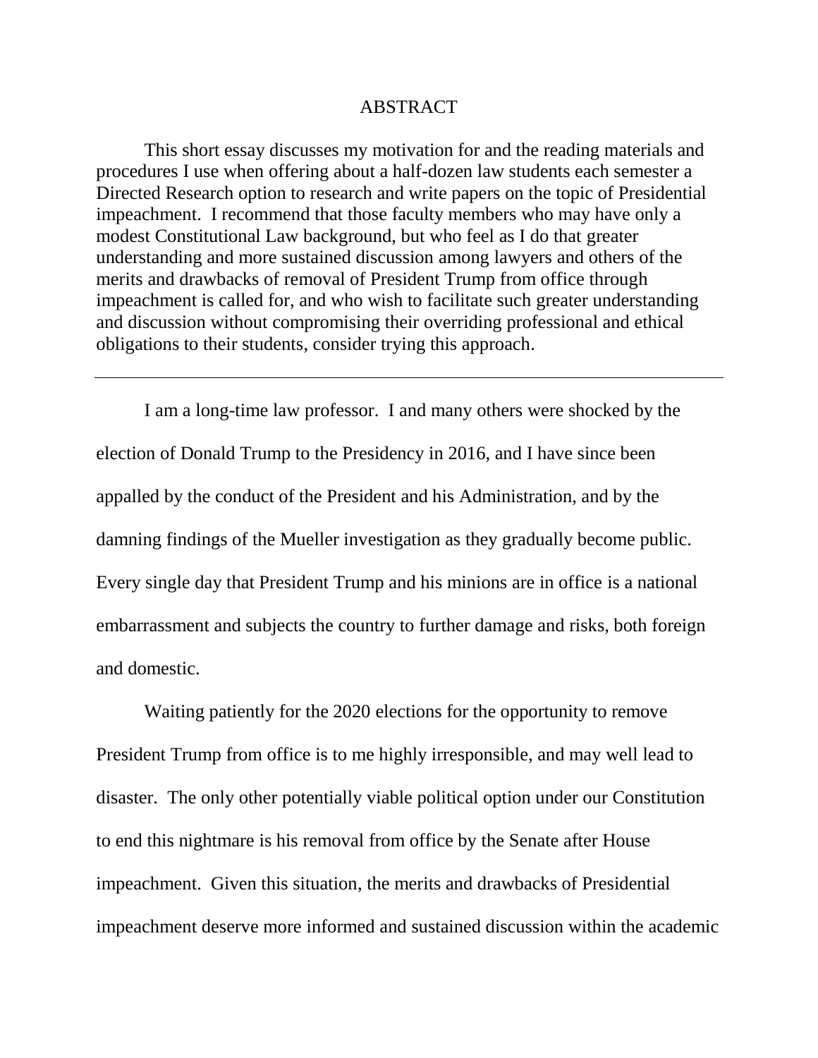## ABSTRACT

This short essay discusses my motivation for and the reading materials and procedures I use when offering about a half-dozen law students each semester a Directed Research option to research and write papers on the topic of Presidential impeachment. I recommend that those faculty members who may have only a modest Constitutional Law background, but who feel as I do that greater understanding and more sustained discussion among lawyers and others of the merits and drawbacks of removal of President Trump from office through impeachment is called for, and who wish to facilitate such greater understanding and discussion without compromising their overriding professional and ethical obligations to their students, consider trying this approach.

---

I am a long-time law professor. I and many others were shocked by the election of Donald Trump to the Presidency in 2016, and I have since been appalled by the conduct of the President and his Administration, and by the damning findings of the Mueller investigation as they gradually become public. Every single day that President Trump and his minions are in office is a national embarrassment and subjects the country to further damage and risks, both foreign and domestic.

Waiting patiently for the 2020 elections for the opportunity to remove President Trump from office is to me highly irresponsible, and may well lead to disaster. The only other potentially viable political option under our Constitution to end this nightmare is his removal from office by the Senate after House impeachment. Given this situation, the merits and drawbacks of Presidential impeachment deserve more informed and sustained discussion within the academic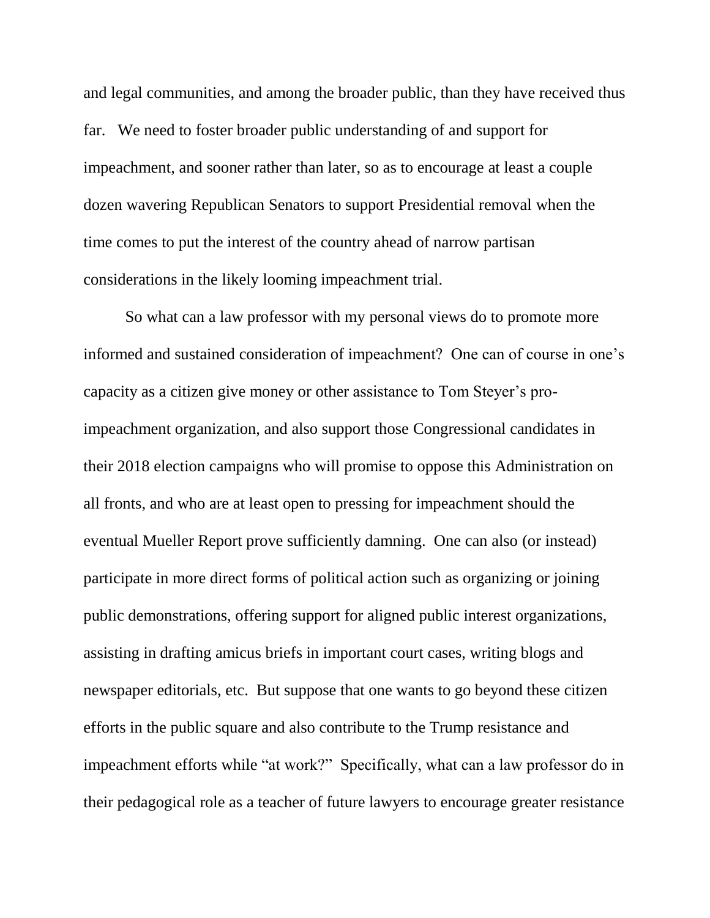and legal communities, and among the broader public, than they have received thus far. We need to foster broader public understanding of and support for impeachment, and sooner rather than later, so as to encourage at least a couple dozen wavering Republican Senators to support Presidential removal when the time comes to put the interest of the country ahead of narrow partisan considerations in the likely looming impeachment trial.

So what can a law professor with my personal views do to promote more informed and sustained consideration of impeachment? One can of course in one's capacity as a citizen give money or other assistance to Tom Steyer's pro-impeachment organization, and also support those Congressional candidates in their 2018 election campaigns who will promise to oppose this Administration on all fronts, and who are at least open to pressing for impeachment should the eventual Mueller Report prove sufficiently damning. One can also (or instead) participate in more direct forms of political action such as organizing or joining public demonstrations, offering support for aligned public interest organizations, assisting in drafting amicus briefs in important court cases, writing blogs and newspaper editorials, etc. But suppose that one wants to go beyond these citizen efforts in the public square and also contribute to the Trump resistance and impeachment efforts while "at work?" Specifically, what can a law professor do in their pedagogical role as a teacher of future lawyers to encourage greater resistance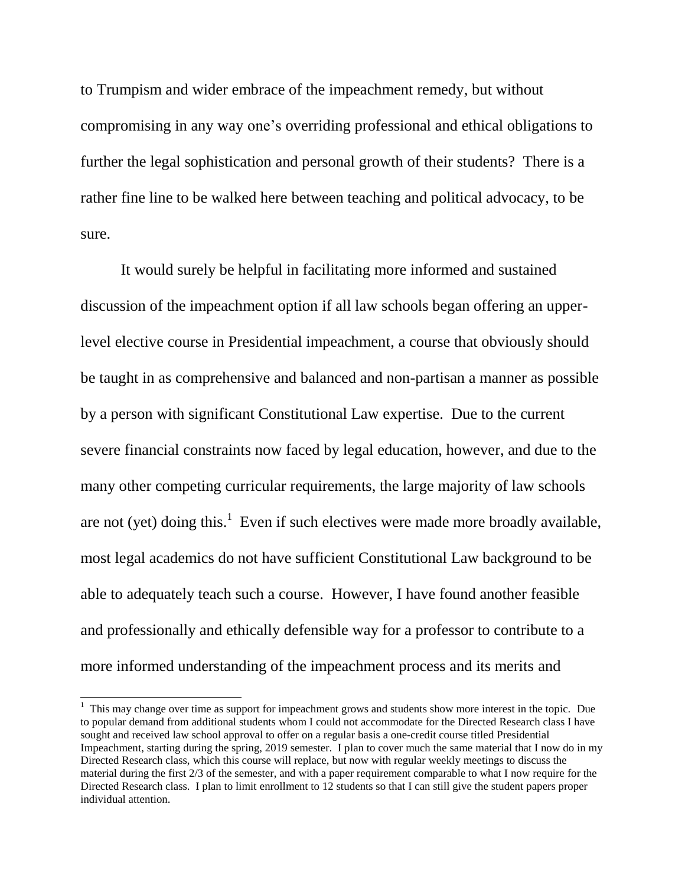to Trumpism and wider embrace of the impeachment remedy, but without compromising in any way one's overriding professional and ethical obligations to further the legal sophistication and personal growth of their students? There is a rather fine line to be walked here between teaching and political advocacy, to be sure.

It would surely be helpful in facilitating more informed and sustained discussion of the impeachment option if all law schools began offering an upper-level elective course in Presidential impeachment, a course that obviously should be taught in as comprehensive and balanced and non-partisan a manner as possible by a person with significant Constitutional Law expertise. Due to the current severe financial constraints now faced by legal education, however, and due to the many other competing curricular requirements, the large majority of law schools are not (yet) doing this.[1] Even if such electives were made more broadly available, most legal academics do not have sufficient Constitutional Law background to be able to adequately teach such a course. However, I have found another feasible and professionally and ethically defensible way for a professor to contribute to a more informed understanding of the impeachment process and its merits and

---

[1] This may change over time as support for impeachment grows and students show more interest in the topic. Due to popular demand from additional students whom I could not accommodate for the Directed Research class I have sought and received law school approval to offer on a regular basis a one-credit course titled Presidential Impeachment, starting during the spring, 2019 semester. I plan to cover much the same material that I now do in my Directed Research class, which this course will replace, but now with regular weekly meetings to discuss the material during the first 2/3 of the semester, and with a paper requirement comparable to what I now require for the Directed Research class. I plan to limit enrollment to 12 students so that I can still give the student papers proper individual attention.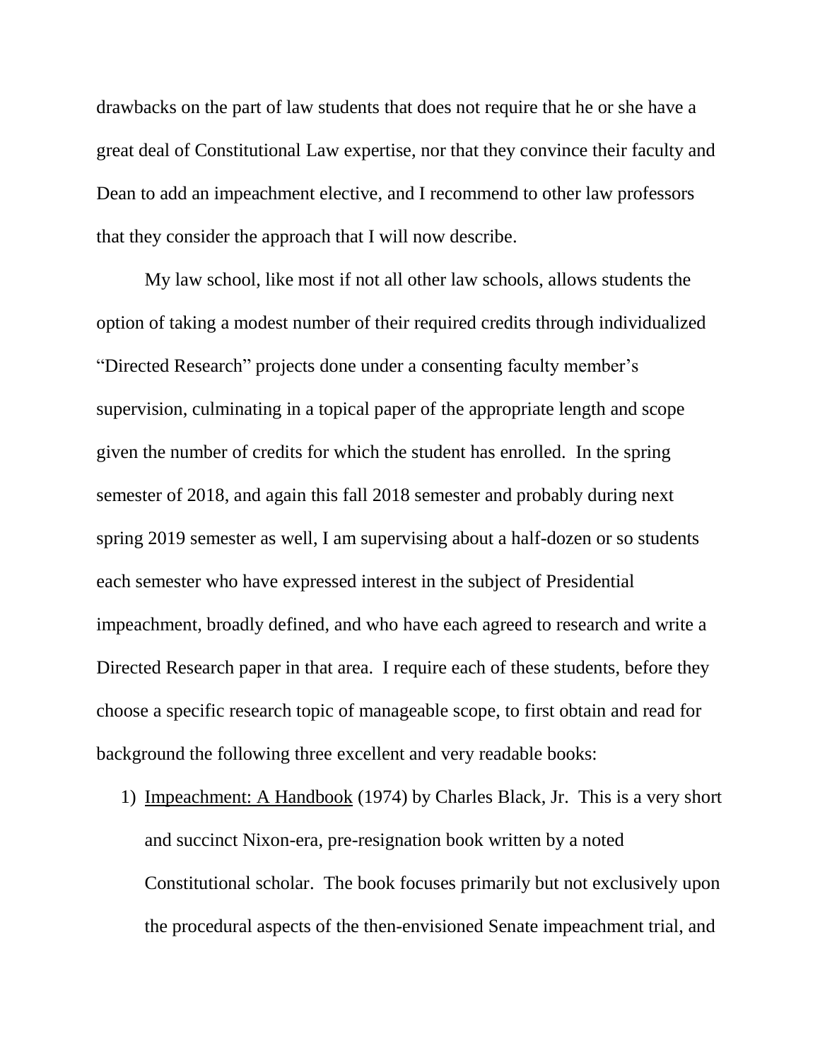drawbacks on the part of law students that does not require that he or she have a great deal of Constitutional Law expertise, nor that they convince their faculty and Dean to add an impeachment elective, and I recommend to other law professors that they consider the approach that I will now describe.

My law school, like most if not all other law schools, allows students the option of taking a modest number of their required credits through individualized "Directed Research" projects done under a consenting faculty member's supervision, culminating in a topical paper of the appropriate length and scope given the number of credits for which the student has enrolled. In the spring semester of 2018, and again this fall 2018 semester and probably during next spring 2019 semester as well, I am supervising about a half-dozen or so students each semester who have expressed interest in the subject of Presidential impeachment, broadly defined, and who have each agreed to research and write a Directed Research paper in that area. I require each of these students, before they choose a specific research topic of manageable scope, to first obtain and read for background the following three excellent and very readable books:

1) <u>Impeachment: A Handbook</u> (1974) by Charles Black, Jr. This is a very short and succinct Nixon-era, pre-resignation book written by a noted Constitutional scholar. The book focuses primarily but not exclusively upon the procedural aspects of the then-envisioned Senate impeachment trial, and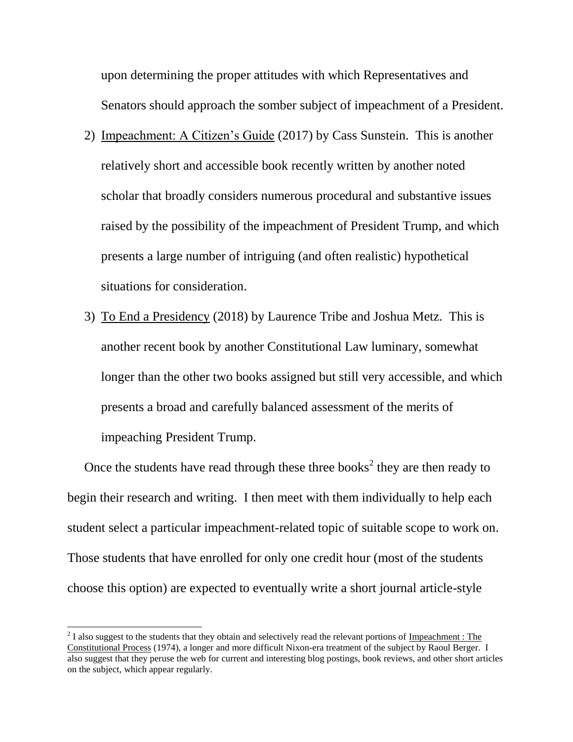upon determining the proper attitudes with which Representatives and Senators should approach the somber subject of impeachment of a President.

2) Impeachment: A Citizen's Guide (2017) by Cass Sunstein. This is another relatively short and accessible book recently written by another noted scholar that broadly considers numerous procedural and substantive issues raised by the possibility of the impeachment of President Trump, and which presents a large number of intriguing (and often realistic) hypothetical situations for consideration.

3) To End a Presidency (2018) by Laurence Tribe and Joshua Metz. This is another recent book by another Constitutional Law luminary, somewhat longer than the other two books assigned but still very accessible, and which presents a broad and carefully balanced assessment of the merits of impeaching President Trump.

Once the students have read through these three books[2] they are then ready to begin their research and writing. I then meet with them individually to help each student select a particular impeachment-related topic of suitable scope to work on. Those students that have enrolled for only one credit hour (most of the students choose this option) are expected to eventually write a short journal article-style

---

[2] I also suggest to the students that they obtain and selectively read the relevant portions of Impeachment : The Constitutional Process (1974), a longer and more difficult Nixon-era treatment of the subject by Raoul Berger. I also suggest that they peruse the web for current and interesting blog postings, book reviews, and other short articles on the subject, which appear regularly.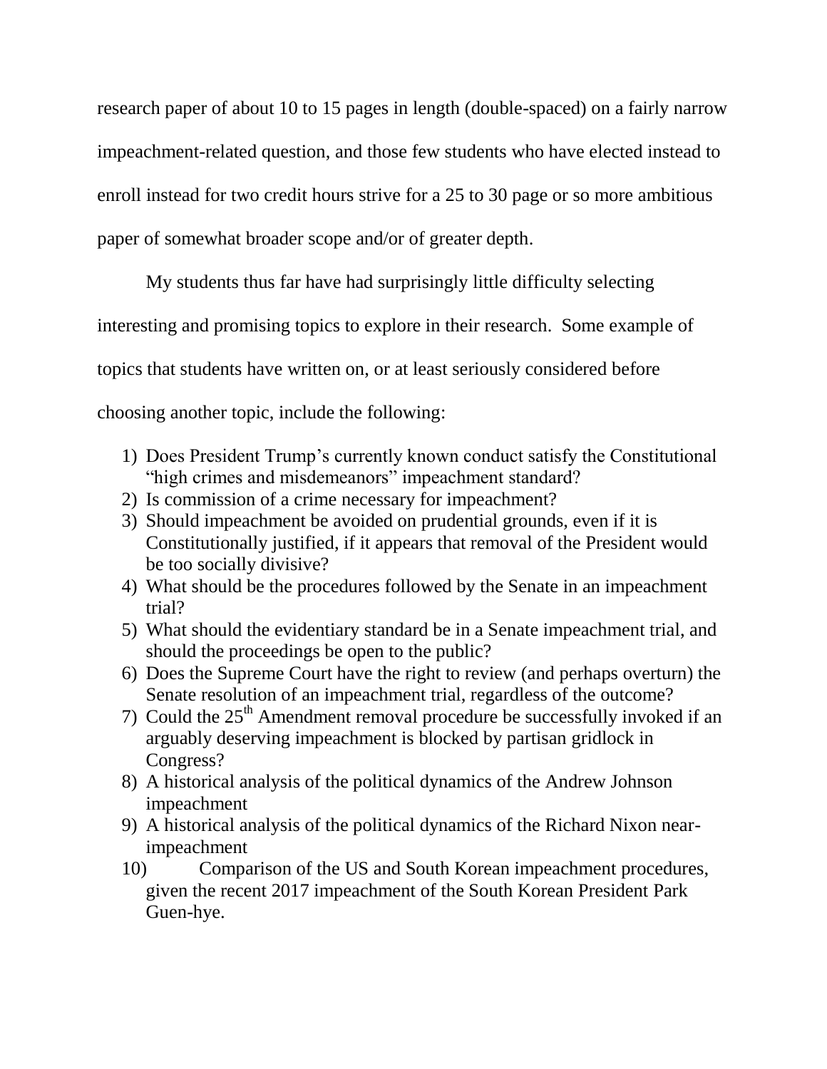research paper of about 10 to 15 pages in length (double-spaced) on a fairly narrow impeachment-related question, and those few students who have elected instead to enroll instead for two credit hours strive for a 25 to 30 page or so more ambitious paper of somewhat broader scope and/or of greater depth.

My students thus far have had surprisingly little difficulty selecting interesting and promising topics to explore in their research. Some example of topics that students have written on, or at least seriously considered before choosing another topic, include the following:

1) Does President Trump's currently known conduct satisfy the Constitutional "high crimes and misdemeanors" impeachment standard?
2) Is commission of a crime necessary for impeachment?
3) Should impeachment be avoided on prudential grounds, even if it is Constitutionally justified, if it appears that removal of the President would be too socially divisive?
4) What should be the procedures followed by the Senate in an impeachment trial?
5) What should the evidentiary standard be in a Senate impeachment trial, and should the proceedings be open to the public?
6) Does the Supreme Court have the right to review (and perhaps overturn) the Senate resolution of an impeachment trial, regardless of the outcome?
7) Could the 25th Amendment removal procedure be successfully invoked if an arguably deserving impeachment is blocked by partisan gridlock in Congress?
8) A historical analysis of the political dynamics of the Andrew Johnson impeachment
9) A historical analysis of the political dynamics of the Richard Nixon near-impeachment
10) Comparison of the US and South Korean impeachment procedures, given the recent 2017 impeachment of the South Korean President Park Guen-hye.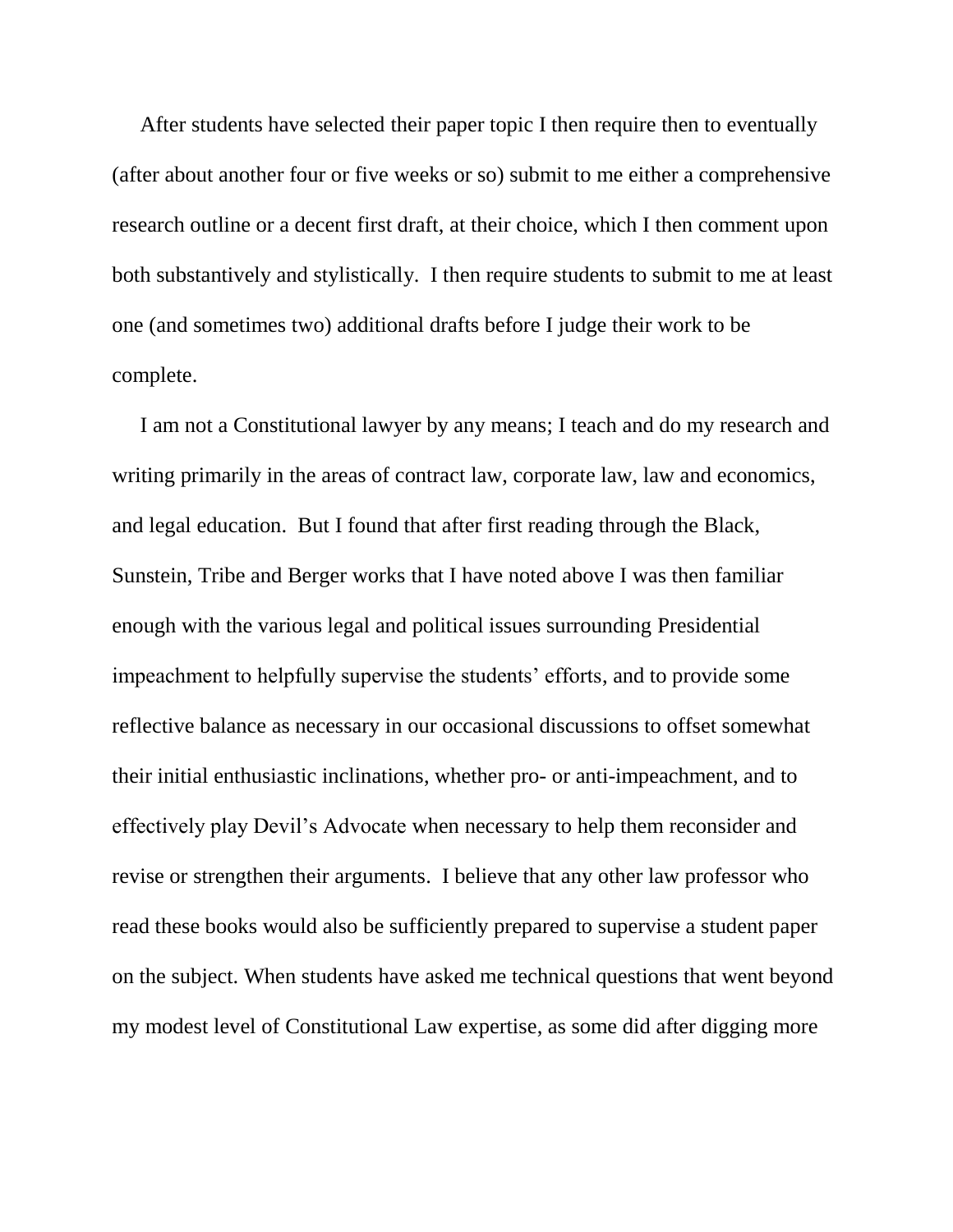After students have selected their paper topic I then require then to eventually (after about another four or five weeks or so) submit to me either a comprehensive research outline or a decent first draft, at their choice, which I then comment upon both substantively and stylistically. I then require students to submit to me at least one (and sometimes two) additional drafts before I judge their work to be complete.

I am not a Constitutional lawyer by any means; I teach and do my research and writing primarily in the areas of contract law, corporate law, law and economics, and legal education. But I found that after first reading through the Black, Sunstein, Tribe and Berger works that I have noted above I was then familiar enough with the various legal and political issues surrounding Presidential impeachment to helpfully supervise the students' efforts, and to provide some reflective balance as necessary in our occasional discussions to offset somewhat their initial enthusiastic inclinations, whether pro- or anti-impeachment, and to effectively play Devil's Advocate when necessary to help them reconsider and revise or strengthen their arguments. I believe that any other law professor who read these books would also be sufficiently prepared to supervise a student paper on the subject. When students have asked me technical questions that went beyond my modest level of Constitutional Law expertise, as some did after digging more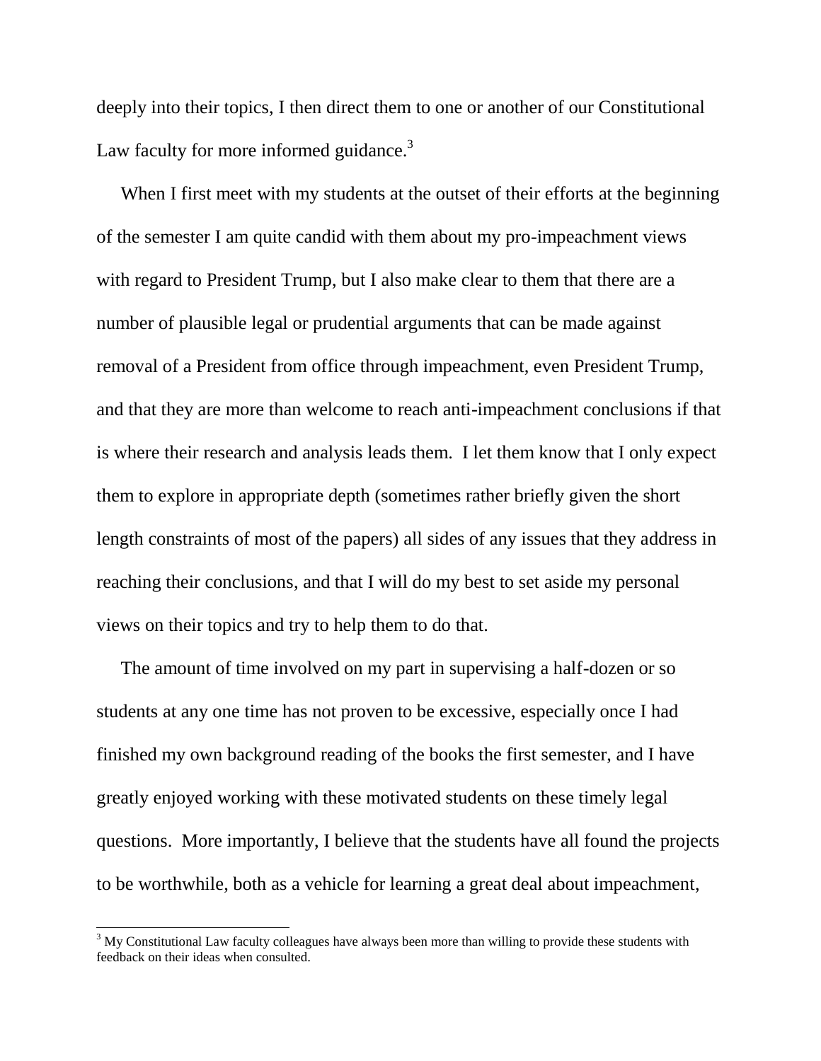deeply into their topics, I then direct them to one or another of our Constitutional Law faculty for more informed guidance.[3]

When I first meet with my students at the outset of their efforts at the beginning of the semester I am quite candid with them about my pro-impeachment views with regard to President Trump, but I also make clear to them that there are a number of plausible legal or prudential arguments that can be made against removal of a President from office through impeachment, even President Trump, and that they are more than welcome to reach anti-impeachment conclusions if that is where their research and analysis leads them. I let them know that I only expect them to explore in appropriate depth (sometimes rather briefly given the short length constraints of most of the papers) all sides of any issues that they address in reaching their conclusions, and that I will do my best to set aside my personal views on their topics and try to help them to do that.

The amount of time involved on my part in supervising a half-dozen or so students at any one time has not proven to be excessive, especially once I had finished my own background reading of the books the first semester, and I have greatly enjoyed working with these motivated students on these timely legal questions. More importantly, I believe that the students have all found the projects to be worthwhile, both as a vehicle for learning a great deal about impeachment,

[3] My Constitutional Law faculty colleagues have always been more than willing to provide these students with feedback on their ideas when consulted.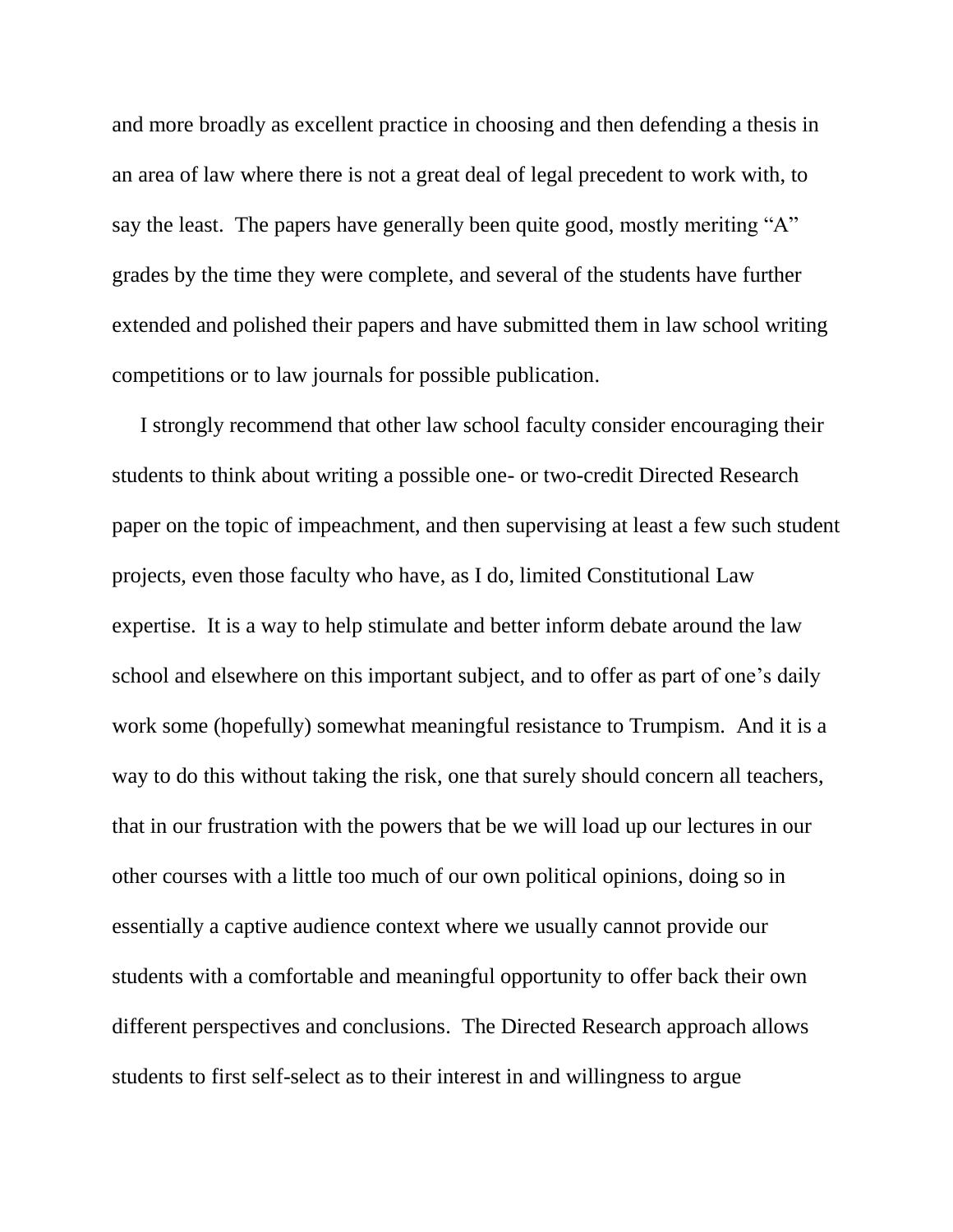and more broadly as excellent practice in choosing and then defending a thesis in an area of law where there is not a great deal of legal precedent to work with, to say the least. The papers have generally been quite good, mostly meriting "A" grades by the time they were complete, and several of the students have further extended and polished their papers and have submitted them in law school writing competitions or to law journals for possible publication.

I strongly recommend that other law school faculty consider encouraging their students to think about writing a possible one- or two-credit Directed Research paper on the topic of impeachment, and then supervising at least a few such student projects, even those faculty who have, as I do, limited Constitutional Law expertise. It is a way to help stimulate and better inform debate around the law school and elsewhere on this important subject, and to offer as part of one's daily work some (hopefully) somewhat meaningful resistance to Trumpism. And it is a way to do this without taking the risk, one that surely should concern all teachers, that in our frustration with the powers that be we will load up our lectures in our other courses with a little too much of our own political opinions, doing so in essentially a captive audience context where we usually cannot provide our students with a comfortable and meaningful opportunity to offer back their own different perspectives and conclusions. The Directed Research approach allows students to first self-select as to their interest in and willingness to argue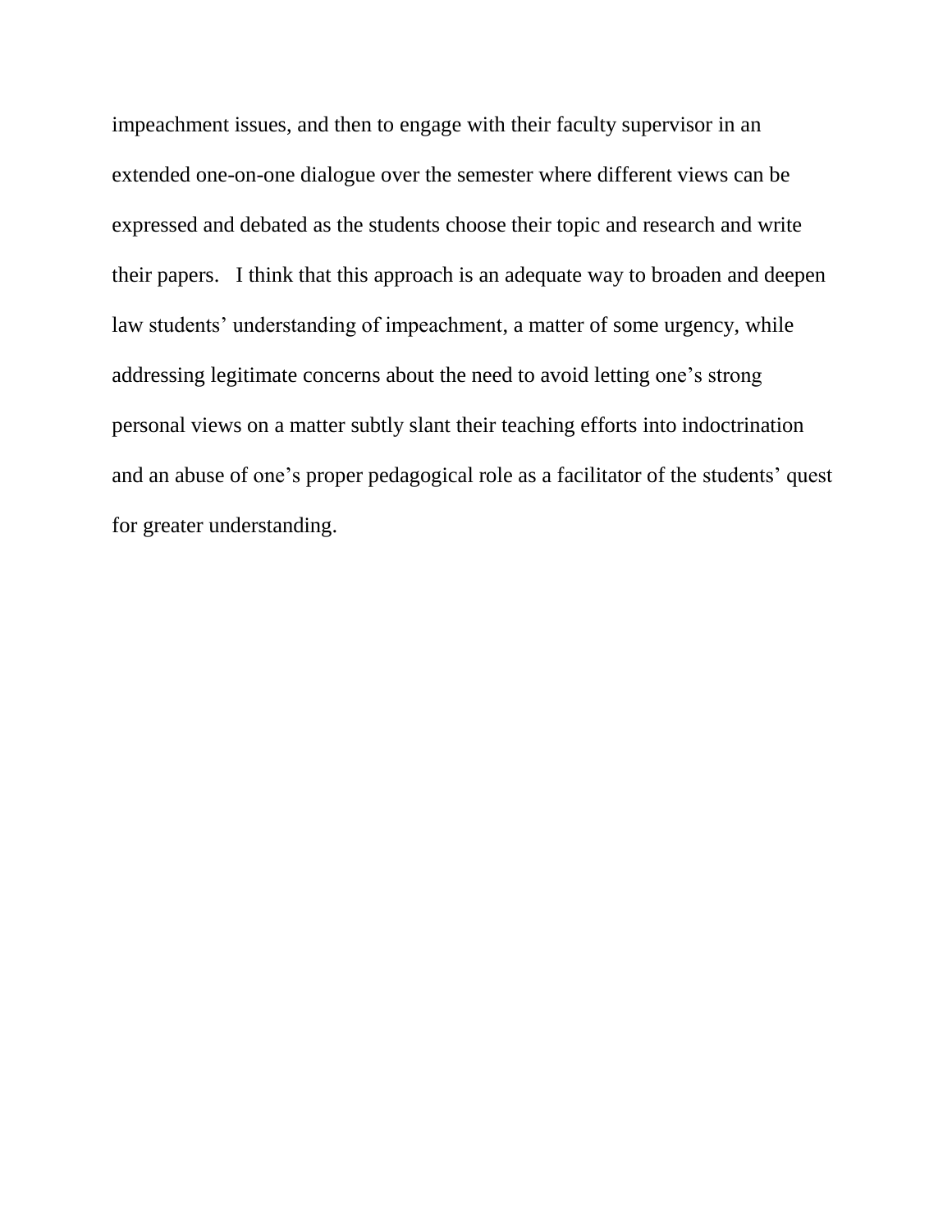impeachment issues, and then to engage with their faculty supervisor in an extended one-on-one dialogue over the semester where different views can be expressed and debated as the students choose their topic and research and write their papers. I think that this approach is an adequate way to broaden and deepen law students' understanding of impeachment, a matter of some urgency, while addressing legitimate concerns about the need to avoid letting one's strong personal views on a matter subtly slant their teaching efforts into indoctrination and an abuse of one's proper pedagogical role as a facilitator of the students' quest for greater understanding.